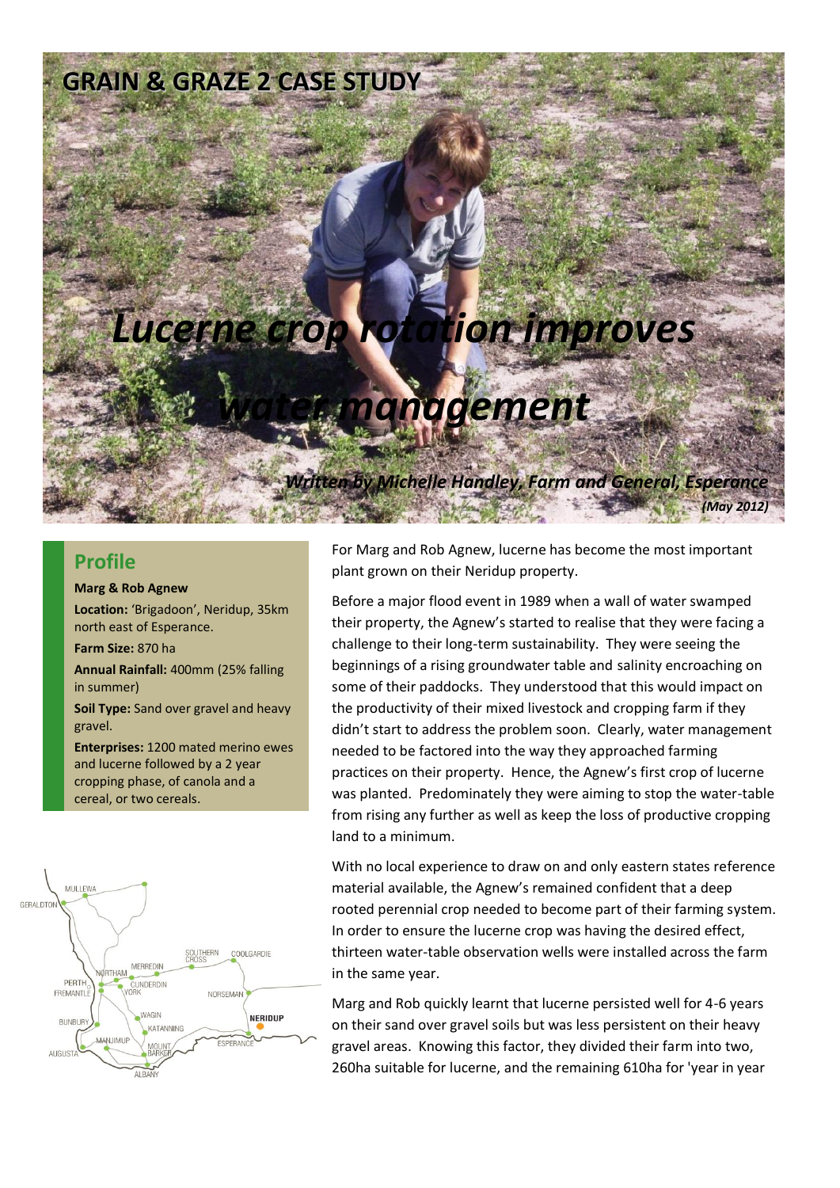GRAIN & GRAZE 2 CASE STUDY

# Lucerne crop rotation improves water management

*Written by Michelle Handley, Farm and General, Esperance*
*(May 2012)*

## Profile

**Marg & Rob Agnew**

**Location:** 'Brigadoon', Neridup, 35km north east of Esperance.

**Farm Size:** 870 ha

**Annual Rainfall:** 400mm (25% falling in summer)

**Soil Type:** Sand over gravel and heavy gravel.

**Enterprises:** 1200 mated merino ewes and lucerne followed by a 2 year cropping phase, of canola and a cereal, or two cereals.

For Marg and Rob Agnew, lucerne has become the most important plant grown on their Neridup property.

Before a major flood event in 1989 when a wall of water swamped their property, the Agnew's started to realise that they were facing a challenge to their long-term sustainability. They were seeing the beginnings of a rising groundwater table and salinity encroaching on some of their paddocks. They understood that this would impact on the productivity of their mixed livestock and cropping farm if they didn't start to address the problem soon. Clearly, water management needed to be factored into the way they approached farming practices on their property. Hence, the Agnew's first crop of lucerne was planted. Predominately they were aiming to stop the water-table from rising any further as well as keep the loss of productive cropping land to a minimum.

With no local experience to draw on and only eastern states reference material available, the Agnew's remained confident that a deep rooted perennial crop needed to become part of their farming system. In order to ensure the lucerne crop was having the desired effect, thirteen water-table observation wells were installed across the farm in the same year.

Marg and Rob quickly learnt that lucerne persisted well for 4-6 years on their sand over gravel soils but was less persistent on their heavy gravel areas. Knowing this factor, they divided their farm into two, 260ha suitable for lucerne, and the remaining 610ha for 'year in year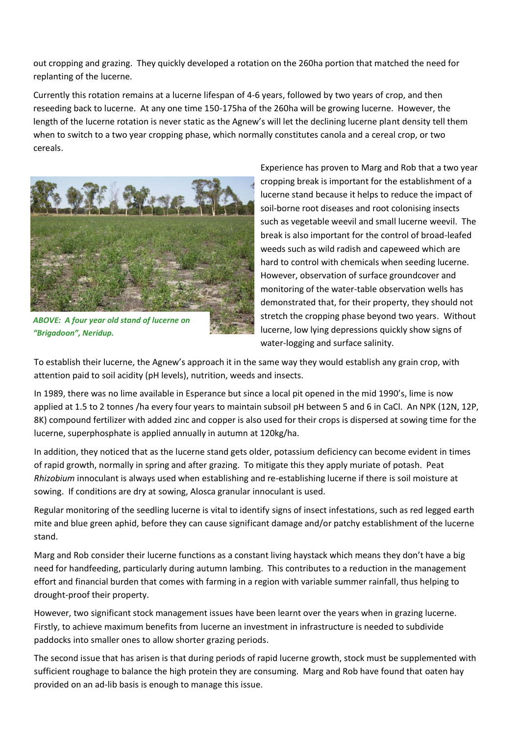out cropping and grazing. They quickly developed a rotation on the 260ha portion that matched the need for replanting of the lucerne.

Currently this rotation remains at a lucerne lifespan of 4-6 years, followed by two years of crop, and then reseeding back to lucerne. At any one time 150-175ha of the 260ha will be growing lucerne. However, the length of the lucerne rotation is never static as the Agnew's will let the declining lucerne plant density tell them when to switch to a two year cropping phase, which normally constitutes canola and a cereal crop, or two cereals.

*ABOVE: A four year old stand of lucerne on "Brigadoon", Neridup.*

Experience has proven to Marg and Rob that a two year cropping break is important for the establishment of a lucerne stand because it helps to reduce the impact of soil-borne root diseases and root colonising insects such as vegetable weevil and small lucerne weevil. The break is also important for the control of broad-leafed weeds such as wild radish and capeweed which are hard to control with chemicals when seeding lucerne. However, observation of surface groundcover and monitoring of the water-table observation wells has demonstrated that, for their property, they should not stretch the cropping phase beyond two years. Without lucerne, low lying depressions quickly show signs of water-logging and surface salinity.

To establish their lucerne, the Agnew's approach it in the same way they would establish any grain crop, with attention paid to soil acidity (pH levels), nutrition, weeds and insects.

In 1989, there was no lime available in Esperance but since a local pit opened in the mid 1990's, lime is now applied at 1.5 to 2 tonnes /ha every four years to maintain subsoil pH between 5 and 6 in CaCl. An NPK (12N, 12P, 8K) compound fertilizer with added zinc and copper is also used for their crops is dispersed at sowing time for the lucerne, superphosphate is applied annually in autumn at 120kg/ha.

In addition, they noticed that as the lucerne stand gets older, potassium deficiency can become evident in times of rapid growth, normally in spring and after grazing. To mitigate this they apply muriate of potash. Peat *Rhizobium* innoculant is always used when establishing and re-establishing lucerne if there is soil moisture at sowing. If conditions are dry at sowing, Alosca granular innoculant is used.

Regular monitoring of the seedling lucerne is vital to identify signs of insect infestations, such as red legged earth mite and blue green aphid, before they can cause significant damage and/or patchy establishment of the lucerne stand.

Marg and Rob consider their lucerne functions as a constant living haystack which means they don't have a big need for handfeeding, particularly during autumn lambing. This contributes to a reduction in the management effort and financial burden that comes with farming in a region with variable summer rainfall, thus helping to drought-proof their property.

However, two significant stock management issues have been learnt over the years when in grazing lucerne. Firstly, to achieve maximum benefits from lucerne an investment in infrastructure is needed to subdivide paddocks into smaller ones to allow shorter grazing periods.

The second issue that has arisen is that during periods of rapid lucerne growth, stock must be supplemented with sufficient roughage to balance the high protein they are consuming. Marg and Rob have found that oaten hay provided on an ad-lib basis is enough to manage this issue.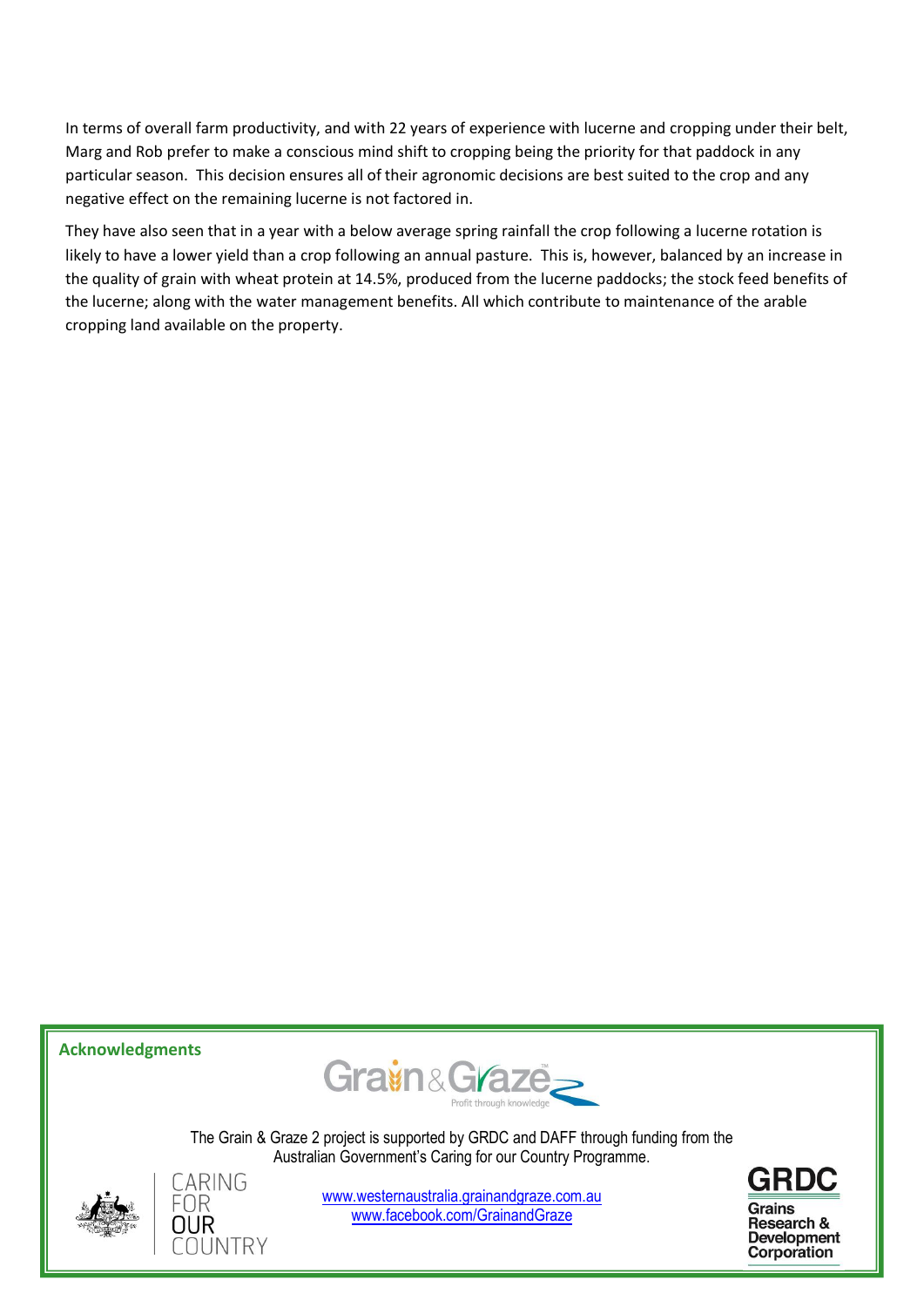In terms of overall farm productivity, and with 22 years of experience with lucerne and cropping under their belt, Marg and Rob prefer to make a conscious mind shift to cropping being the priority for that paddock in any particular season. This decision ensures all of their agronomic decisions are best suited to the crop and any negative effect on the remaining lucerne is not factored in.

They have also seen that in a year with a below average spring rainfall the crop following a lucerne rotation is likely to have a lower yield than a crop following an annual pasture. This is, however, balanced by an increase in the quality of grain with wheat protein at 14.5%, produced from the lucerne paddocks; the stock feed benefits of the lucerne; along with the water management benefits. All which contribute to maintenance of the arable cropping land available on the property.

**Acknowledgments**

Grain & Graze™ Profit through knowledge

The Grain & Graze 2 project is supported by GRDC and DAFF through funding from the Australian Government's Caring for our Country Programme.

CARING FOR OUR COUNTRY

www.westernaustralia.grainandgraze.com.au
www.facebook.com/GrainandGraze

GRDC Grains Research & Development Corporation